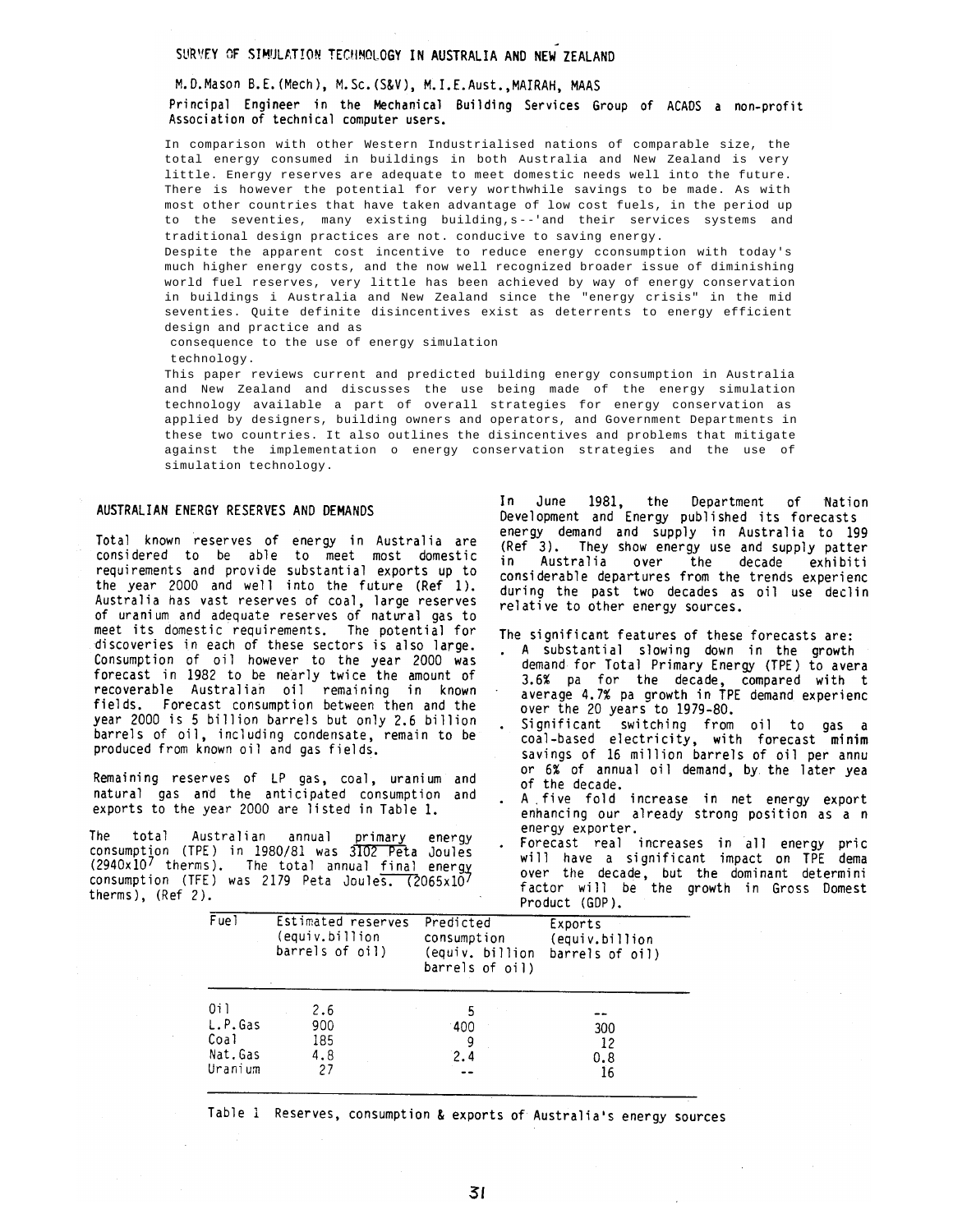# SURVEY OF SIMULATION TECHNOLOGY IN AUSTRALIA AND NEW ZEALAND

M.D.Mason B.E.(Mech), M.Sc.(S&V), M.I.E.Aust.,MAIRAH, MAAS

**Principal Engineer in the Mechanical Building Services Group of ACADS a non-profit Association of technical computer users.**

In comparison with other Western Industrialised nations of comparable size, the total energy consumed in buildings in both Australia and New Zealand is very little. Energy reserves are adequate to meet domestic needs well into the future. There is however the potential for very worthwhile savings to be made. As with most other countries that have taken advantage of low cost fuels, in the period up to the seventies, many existing building,s--'and their services systems and traditional design practices are not. conducive to saving energy.
Despite the apparent cost incentive to reduce energy cconsumption with today's much higher energy costs, and the now well recognized broader issue of diminishing world fuel reserves, very little has been achieved by way of energy conservation in buildings i Australia and New Zealand since the "energy crisis" in the mid seventies. Quite definite disincentives exist as deterrents to energy efficient design and practice and as
consequence to the use of energy simulation
technology.
This paper reviews current and predicted building energy consumption in Australia and New Zealand and discusses the use being made of the energy simulation technology available a part of overall strategies for energy conservation as applied by designers, building owners and operators, and Government Departments in these two countries. It also outlines the disincentives and problems that mitigate against the implementation o energy conservation strategies and the use of simulation technology.

## AUSTRALIAN ENERGY RESERVES AND DEMANDS

Total known reserves of energy in Australia are considered to be able to meet most domestic requirements and provide substantial exports up to the year 2000 and well into the future (Ref 1). Australia has vast reserves of coal, large reserves of uranium and adequate reserves of natural gas to meet its domestic requirements. The potential for discoveries in each of these sectors is also large. Consumption of oil however to the year 2000 was forecast in 1982 to be nearly twice the amount of recoverable Australian oil remaining in known fields. Forecast consumption between then and the year 2000 is 5 billion barrels but only 2.6 billion barrels of oil, including condensate, remain to be produced from known oil and gas fields.

Remaining reserves of LP gas, coal, uranium and natural gas and the anticipated consumption and exports to the year 2000 are listed in Table 1.

The total Australian annual primary energy consumption (TPE) in 1980/81 was 3102 Peta Joules ($2940 \times 10^7$ therms). The total annual final energy consumption (TFE) was 2179 Peta Joules. ($2065 \times 10^7$ therms), (Ref 2).

In June 1981, the Department of Nation Development and Energy published its forecasts energy demand and supply in Australia to 199 (Ref 3). They show energy use and supply patter in Australia over the decade exhibiti considerable departures from the trends experienc during the past two decades as oil use declin relative to other energy sources.

The significant features of these forecasts are:

- A substantial slowing down in the growth demand for Total Primary Energy (TPE) to avera 3.6% pa for the decade, compared with t average 4.7% pa growth in TPE demand experienc over the 20 years to 1979-80.
- Significant switching from oil to gas a coal-based electricity, with forecast minim savings of 16 million barrels of oil per annu or 6% of annual oil demand, by the later yea of the decade.
- A five fold increase in net energy export enhancing our already strong position as a n energy exporter.
- Forecast real increases in all energy pric will have a significant impact on TPE dema over the decade, but the dominant determini factor will be the growth in Gross Domest Product (GDP).

| Fuel | Estimated reserves (equiv.billion barrels of oil) | Predicted consumption (equiv. billion barrels of oil) | Exports (equiv.billion barrels of oil) |
|---|---|---|---|
| Oil | 2.6 | 5 | -- |
| L.P.Gas | 900 | 400 | 300 |
| Coal | 185 | 9 | 12 |
| Nat.Gas | 4.8 | 2.4 | 0.8 |
| Uranium | 27 | -- | 16 |

Table 1 Reserves, consumption & exports of Australia's energy sources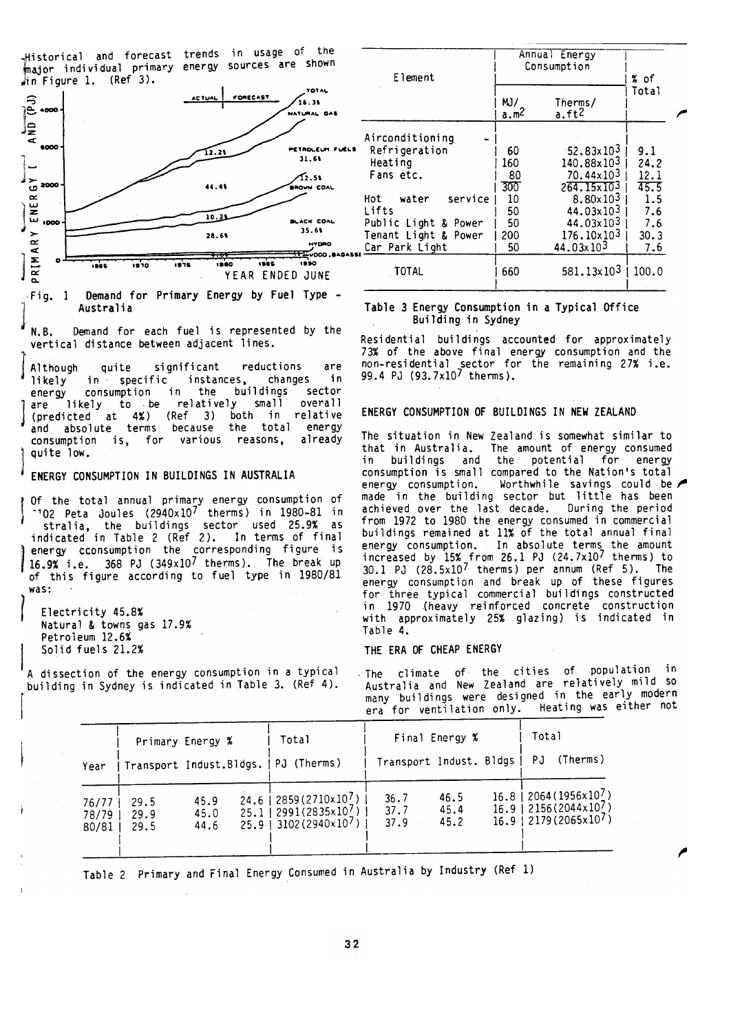Historical and forecast trends in usage of the major individual primary energy sources are shown in Figure 1. (Ref 3).

Fig. 1 Demand for Primary Energy by Fuel Type - Australia

N.B. Demand for each fuel is represented by the vertical distance between adjacent lines.

Although quite significant reductions are likely in specific instances, changes in energy consumption in the buildings sector are likely to be relatively small overall (predicted at 4%) (Ref 3) both in relative and absolute terms because the total energy consumption is, for various reasons, already quite low.

## ENERGY CONSUMPTION IN BUILDINGS IN AUSTRALIA

Of the total annual primary energy consumption of 3102 Peta Joules ($2940 \times 10^7$ therms) in 1980-81 in Australia, the buildings sector used 25.9% as indicated in Table 2 (Ref 2). In terms of final energy cconsumption the corresponding figure is 16.9% i.e. 368 PJ ($349 \times 10^7$ therms). The break up of this figure according to fuel type in 1980/81 was:

- Electricity 45.8%
- Natural & towns gas 17.9%
- Petroleum 12.6%
- Solid fuels 21.2%

A dissection of the energy consumption in a typical building in Sydney is indicated in Table 3. (Ref 4).

| Element | Annual Energy Consumption MJ/a.m² | Annual Energy Consumption Therms/a.ft² | % of Total |
|---|---|---|---|
| Airconditioning - | | | |
| Refrigeration | 60 | $52.83 \times 10^3$ | 9.1 |
| Heating | 160 | $140.88 \times 10^3$ | 24.2 |
| Fans etc. | 80 | $70.44 \times 10^3$ | 12.1 |
| | 300 | $264.15 \times 10^3$ | 45.5 |
| Hot water service | 10 | $8.80 \times 10^3$ | 1.5 |
| Lifts | 50 | $44.03 \times 10^3$ | 7.6 |
| Public Light & Power | 50 | $44.03 \times 10^3$ | 7.6 |
| Tenant Light & Power | 200 | $176.10 \times 10^3$ | 30.3 |
| Car Park Light | 50 | $44.03 \times 10^3$ | 7.6 |
| TOTAL | 660 | $581.13 \times 10^3$ | 100.0 |

Table 3 Energy Consumption in a Typical Office Building in Sydney

Residential buildings accounted for approximately 73% of the above final energy consumption and the non-residential sector for the remaining 27% i.e. 99.4 PJ ($93.7 \times 10^7$ therms).

## ENERGY CONSUMPTION OF BUILDINGS IN NEW ZEALAND

The situation in New Zealand is somewhat similar to that in Australia. The amount of energy consumed in buildings and the potential for energy consumption is small compared to the Nation's total energy consumption. Worthwhile savings could be made in the building sector but little has been achieved over the last decade. During the period from 1972 to 1980 the energy consumed in commercial buildings remained at 11% of the total annual final energy consumption. In absolute terms the amount increased by 15% from 26.1 PJ ($24.7 \times 10^7$ therms) to 30.1 PJ ($28.5 \times 10^7$ therms) per annum (Ref 5). The energy consumption and break up of these figures for three typical commercial buildings constructed in 1970 (heavy reinforced concrete construction with approximately 25% glazing) is indicated in Table 4.

## THE ERA OF CHEAP ENERGY

The climate of the cities of population in Australia and New Zealand are relatively mild so many buildings were designed in the early modern era for ventilation only. Heating was either not

| Year | Primary Energy % Transport | Primary Energy % Indust. | Primary Energy % Bldgs. | Total PJ (Therms) | Final Energy % Transport | Final Energy % Indust. | Final Energy % Bldgs | Total PJ (Therms) |
|---|---|---|---|---|---|---|---|---|
| 76/77 | 29.5 | 45.9 | 24.6 | 2859($2710 \times 10^7$) | 36.7 | 46.5 | 16.8 | 2064($1956 \times 10^7$) |
| 78/79 | 29.9 | 45.0 | 25.1 | 2991($2835 \times 10^7$) | 37.7 | 45.4 | 16.9 | 2156($2044 \times 10^7$) |
| 80/81 | 29.5 | 44.6 | 25.9 | 3102($2940 \times 10^7$) | 37.9 | 45.2 | 16.9 | 2179($2065 \times 10^7$) |

Table 2 Primary and Final Energy Consumed in Australia by Industry (Ref 1)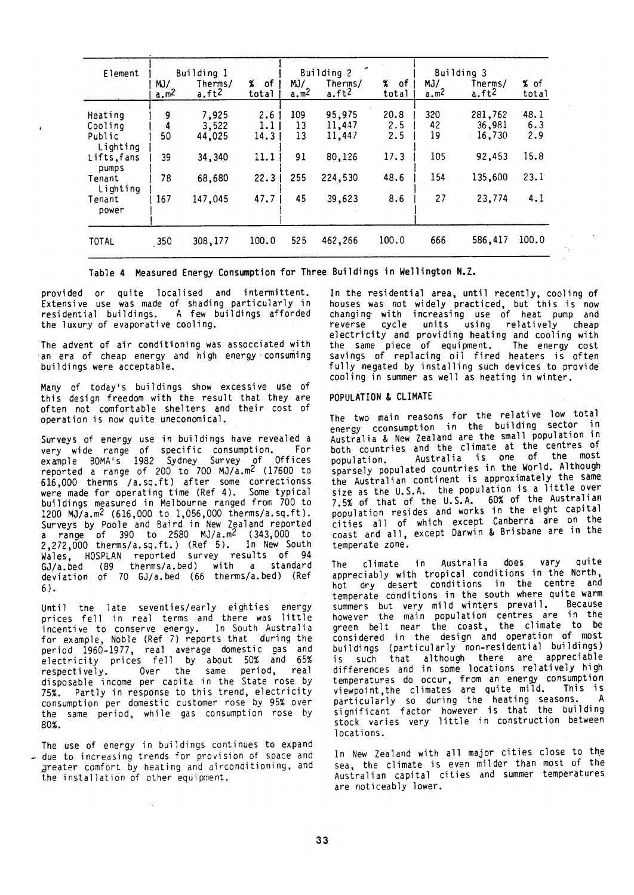| Element | Building 1 | | | Building 2 | | | Building 3 | | |
|---|---|---|---|---|---|---|---|---|---|
| | MJ/ a.m$^2$ | Therms/ a.ft$^2$ | % of total | MJ/ a.m$^2$ | Therms/ a.ft$^2$ | % of total | MJ/ a.m$^2$ | Therms/ a.ft$^2$ | % of total |
| Heating | 9 | 7,925 | 2.6 | 109 | 95,975 | 20.8 | 320 | 281,762 | 48.1 |
| Cooling | 4 | 3,522 | 1.1 | 13 | 11,447 | 2.5 | 42 | 36,981 | 6.3 |
| Public Lighting | 50 | 44,025 | 14.3 | 13 | 11,447 | 2.5 | 19 | 16,730 | 2.9 |
| Lifts,fans pumps | 39 | 34,340 | 11.1 | 91 | 80,126 | 17.3 | 105 | 92,453 | 15.8 |
| Tenant Lighting | 78 | 68,680 | 22.3 | 255 | 224,530 | 48.6 | 154 | 135,600 | 23.1 |
| Tenant power | 167 | 147,045 | 47.7 | 45 | 39,623 | 8.6 | 27 | 23,774 | 4.1 |
| TOTAL | 350 | 308,177 | 100.0 | 525 | 462,266 | 100.0 | 666 | 586,417 | 100.0 |

**Table 4 Measured Energy Consumption for Three Buildings in Wellington N.Z.**

provided or quite localised and intermittent. Extensive use was made of shading particularly in residential buildings. A few buildings afforded the luxury of evaporative cooling.

The advent of air conditioning was assocciated with an era of cheap energy and high energy consuming buildings were acceptable.

Many of today's buildings show excessive use of this design freedom with the result that they are often not comfortable shelters and their cost of operation is now quite uneconomical.

Surveys of energy use in buildings have revealed a very wide range of specific consumption. For example BOMA's 1982 Sydney Survey of Offices reported a range of 200 to 700 MJ/a.m$^2$ (17600 to 616,000 therms /a.sq.ft) after some correctionss were made for operating time (Ref 4). Some typical buildings measured in Melbourne ranged from 700 to 1200 MJ/a.m$^2$ (616,000 to 1,056,000 therms/a.sq.ft). Surveys by Poole and Baird in New Zealand reported a range of 390 to 2580 MJ/a.m$^2$ (343,000 to 2,272,000 therms/a.sq.ft.) (Ref 5). In New South Wales, HOSPLAN reported survey results of 94 GJ/a.bed (89 therms/a.bed) with a standard deviation of 70 GJ/a.bed (66 therms/a.bed) (Ref 6).

Until the late seventies/early eighties energy prices fell in real terms and there was little incentive to conserve energy. In South Australia for example, Noble (Ref 7) reports that during the period 1960-1977, real average domestic gas and electricity prices fell by about 50% and 65% respectively. Over the same period, real disposable income per capita in the State rose by 75%. Partly in response to this trend, electricity consumption per domestic customer rose by 95% over the same period, while gas consumption rose by 80%.

The use of energy in buildings continues to expand due to increasing trends for provision of space and greater comfort by heating and airconditioning, and the installation of other equipment.

In the residential area, until recently, cooling of houses was not widely practiced, but this is now changing with increasing use of heat pump and reverse cycle units using relatively cheap electricity and providing heating and cooling with the same piece of equipment. The energy cost savings of replacing oil fired heaters is often fully negated by installing such devices to provide cooling in summer as well as heating in winter.

## POPULATION & CLIMATE

The two main reasons for the relative low total energy cconsumption in the building sector in Australia & New Zealand are the small population in both countries and the climate at the centres of population. Australia is one of the most sparsely populated countries in the World. Although the Australian continent is approximately the same size as the U.S.A. the population is a little over 7.5% of that of the U.S.A. 60% of the Australian population resides and works in the eight capital cities all of which except Canberra are on the coast and all, except Darwin & Brisbane are in the temperate zone.

The climate in Australia does vary quite appreciably with tropical conditions in the North, hot dry desert conditions in the centre and temperate conditions in the south where quite warm summers but very mild winters prevail. Because however the main population centres are in the green belt near the coast, the climate to be considered in the design and operation of most buildings (particularly non-residential buildings) is such that although there are appreciable differences and in some locations relatively high temperatures do occur, from an energy consumption viewpoint,the climates are quite mild. This is particularly so during the heating seasons. A significant factor however is that the building stock varies very little in construction between locations.

In New Zealand with all major cities close to the sea, the climate is even milder than most of the Australian capital cities and summer temperatures are noticeably lower.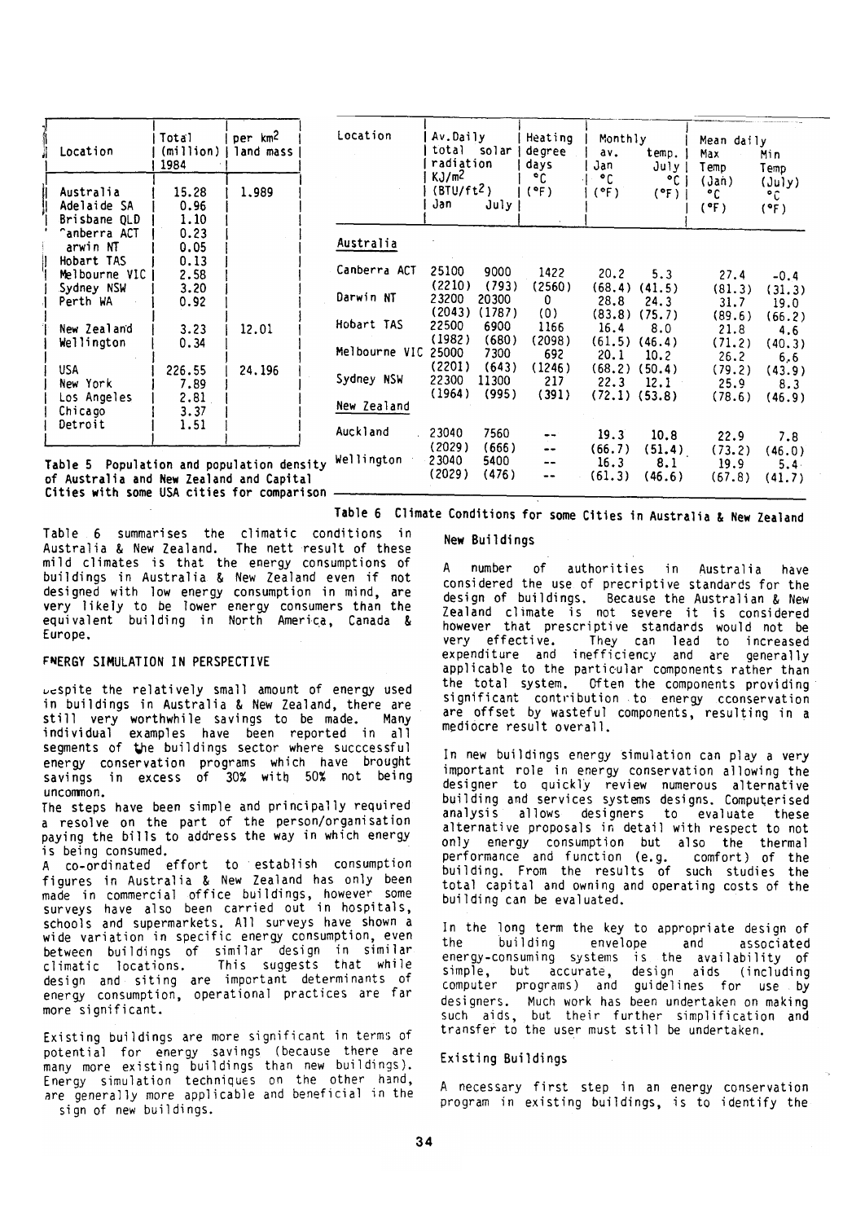| Location | Total (million) 1984 | per km$^2$ land mass |
|---|---|---|
| Australia | 15.28 | 1.989 |
| Adelaide SA | 0.96 | |
| Brisbane QLD | 1.10 | |
| Canberra ACT | 0.23 | |
| Darwin NT | 0.05 | |
| Hobart TAS | 0.13 | |
| Melbourne VIC | 2.58 | |
| Sydney NSW | 3.20 | |
| Perth WA | 0.92 | |
| New Zealand | 3.23 | 12.01 |
| Wellington | 0.34 | |
| USA | 226.55 | 24.196 |
| New York | 7.89 | |
| Los Angeles | 2.81 | |
| Chicago | 3.37 | |
| Detroit | 1.51 | |

Table 5 Population and population density of Australia and New Zealand and Capital Cities with some USA cities for comparison

| Location | Av.Daily total solar radiation KJ/m$^2$ (BTU/ft$^2$) Jan | July | Heating degree days °C (°F) | Monthly av. temp. Jan °C (°F) | July °C (°F) | Mean daily Max Temp (Jan) °C (°F) | Min Temp (July) °C (°F) |
|---|---|---|---|---|---|---|---|
| **Australia** | | | | | | | |
| Canberra ACT | 25100 (2210) | 9000 (793) | 1422 (2560) | 20.2 (68.4) | 5.3 (41.5) | 27.4 (81.3) | -0.4 (31.3) |
| Darwin NT | 23200 (2043) | 20300 (1787) | 0 (0) | 28.8 (83.8) | 24.3 (75.7) | 31.7 (89.6) | 19.0 (66.2) |
| Hobart TAS | 22500 (1982) | 6900 (680) | 1166 (2098) | 16.4 (61.5) | 8.0 (46.4) | 21.8 (71.2) | 4.6 (40.3) |
| Melbourne VIC | 25000 (2201) | 7300 (643) | 692 (1246) | 20.1 (68.2) | 10.2 (50.4) | 26.2 (79.2) | 6.6 (43.9) |
| Sydney NSW | 22300 (1964) | 11300 (995) | 217 (391) | 22.3 (72.1) | 12.1 (53.8) | 25.9 (78.6) | 8.3 (46.9) |
| **New Zealand** | | | | | | | |
| Auckland | 23040 (2029) | 7560 (666) | -- | 19.3 (66.7) | 10.8 (51.4) | 22.9 (73.2) | 7.8 (46.0) |
| Wellington | 23040 (2029) | 5400 (476) | -- | 16.3 (61.3) | 8.1 (46.6) | 19.9 (67.8) | 5.4 (41.7) |

Table 6 Climate Conditions for some Cities in Australia & New Zealand

Table 6 summarises the climatic conditions in Australia & New Zealand. The nett result of these mild climates is that the energy consumptions of buildings in Australia & New Zealand even if not designed with low energy consumption in mind, are very likely to be lower energy consumers than the equivalent building in North America, Canada & Europe.

## ENERGY SIMULATION IN PERSPECTIVE

Despite the relatively small amount of energy used in buildings in Australia & New Zealand, there are still very worthwhile savings to be made. Many individual examples have been reported in all segments of the buildings sector where succcessful energy conservation programs which have brought savings in excess of 30% with 50% not being uncommon.

The steps have been simple and principally required a resolve on the part of the person/organisation paying the bills to address the way in which energy is being consumed.

A co-ordinated effort to establish consumption figures in Australia & New Zealand has only been made in commercial office buildings, however some surveys have also been carried out in hospitals, schools and supermarkets. All surveys have shown a wide variation in specific energy consumption, even between buildings of similar design in similar climatic locations. This suggests that while design and siting are important determinants of energy consumption, operational practices are far more significant.

Existing buildings are more significant in terms of potential for energy savings (because there are many more existing buildings than new buildings). Energy simulation techniques on the other hand, are generally more applicable and beneficial in the design of new buildings.

### New Buildings

A number of authorities in Australia have considered the use of precriptive standards for the design of buildings. Because the Australian & New Zealand climate is not severe it is considered however that prescriptive standards would not be very effective. They can lead to increased expenditure and inefficiency and are generally applicable to the particular components rather than the total system. Often the components providing significant contribution to energy cconservation are offset by wasteful components, resulting in a mediocre result overall.

In new buildings energy simulation can play a very important role in energy conservation allowing the designer to quickly review numerous alternative building and services systems designs. Computerised analysis allows designers to evaluate these alternative proposals in detail with respect to not only energy consumption but also the thermal performance and function (e.g. comfort) of the building. From the results of such studies the total capital and owning and operating costs of the building can be evaluated.

In the long term the key to appropriate design of the building envelope and associated energy-consuming systems is the availability of simple, but accurate, design aids (including computer programs) and guidelines for use by designers. Much work has been undertaken on making such aids, but their further simplification and transfer to the user must still be undertaken.

### Existing Buildings

A necessary first step in an energy conservation program in existing buildings, is to identify the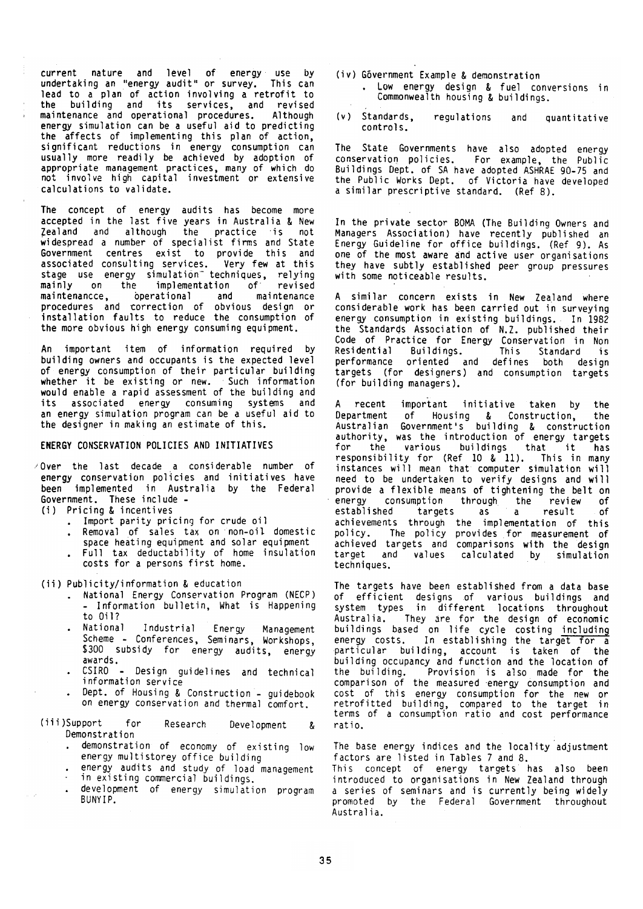current nature and level of energy use by undertaking an "energy audit" or survey. This can lead to a plan of action involving a retrofit to the building and its services, and revised maintenance and operational procedures. Although energy simulation can be a useful aid to predicting the affects of implementing this plan of action, significant reductions in energy consumption can usually more readily be achieved by adoption of appropriate management practices, many of which do not involve high capital investment or extensive calculations to validate.

The concept of energy audits has become more accepted in the last five years in Australia & New Zealand and although the practice is not widespread a number of specialist firms and State Government centres exist to provide this and associated consulting services. Very few at this stage use energy simulation techniques, relying mainly on the implementation of revised maintenancce, operational and maintenance procedures and correction of obvious design or installation faults to reduce the consumption of the more obvious high energy consuming equipment.

An important item of information required by building owners and occupants is the expected level of energy consumption of their particular building whether it be existing or new. Such information would enable a rapid assessment of the building and its associated energy consuming systems and an energy simulation program can be a useful aid to the designer in making an estimate of this.

## ENERGY CONSERVATION POLICIES AND INITIATIVES

Over the last decade a considerable number of energy conservation policies and initiatives have been implemented in Australia by the Federal Government. These include -

(i) Pricing & incentives

- Import parity pricing for crude oil
- Removal of sales tax on non-oil domestic space heating equipment and solar equipment
- Full tax deductability of home insulation costs for a persons first home.

(ii) Publicity/information & education

- National Energy Conservation Program (NECP) - Information bulletin, What is Happening to Oil?
- National Industrial Energy Management Scheme - Conferences, Seminars, Workshops, $300 subsidy for energy audits, energy awards.
- CSIRO - Design guidelines and technical information service
- Dept. of Housing & Construction - guidebook on energy conservation and thermal comfort.

(iii) Support for Research Development & Demonstration

- demonstration of economy of existing low energy multistorey office building
- energy audits and study of load management in existing commercial buildings.
- development of energy simulation program BUNYIP.

(iv) Government Example & demonstration

- Low energy design & fuel conversions in Commonwealth housing & buildings.

(v) Standards, regulations and quantitative controls.

The State Governments have also adopted energy conservation policies. For example, the Public Buildings Dept. of SA have adopted ASHRAE 90-75 and the Public Works Dept. of Victoria have developed a similar prescriptive standard. (Ref 8).

In the private sector BOMA (The Building Owners and Managers Association) have recently published an Energy Guideline for office buildings. (Ref 9). As one of the most aware and active user organisations they have subtly established peer group pressures with some noticeable results.

A similar concern exists in New Zealand where considerable work has been carried out in surveying energy consumption in existing buildings. In 1982 the Standards Association of N.Z. published their Code of Practice for Energy Conservation in Non Residential Buildings. This Standard is performance oriented and defines both design targets (for designers) and consumption targets (for building managers).

A recent important initiative taken by the Department of Housing & Construction, the Australian Government's building & construction authority, was the introduction of energy targets for the various buildings that it has responsibility for (Ref 10 & 11). This in many instances will mean that computer simulation will need to be undertaken to verify designs and will provide a flexible means of tightening the belt on energy consumption through the review of established targets as a result of achievements through the implementation of this policy. The policy provides for measurement of achieved targets and comparisons with the design target and values calculated by simulation techniques.

The targets have been established from a data base of efficient designs of various buildings and system types in different locations throughout Australia. They are for the design of economic buildings based on life cycle costing <u>including</u> energy costs. In establishing the <u>target for a</u> particular building, account is taken of the building occupancy and function and the location of the building. Provision is also made for the comparison of the measured energy consumption and cost of this energy consumption for the new or retrofitted building, compared to the target in terms of a consumption ratio and cost performance ratio.

The base energy indices and the locality adjustment factors are listed in Tables 7 and 8.
This concept of energy targets has also been introduced to organisations in New Zealand through a series of seminars and is currently being widely promoted by the Federal Government throughout Australia.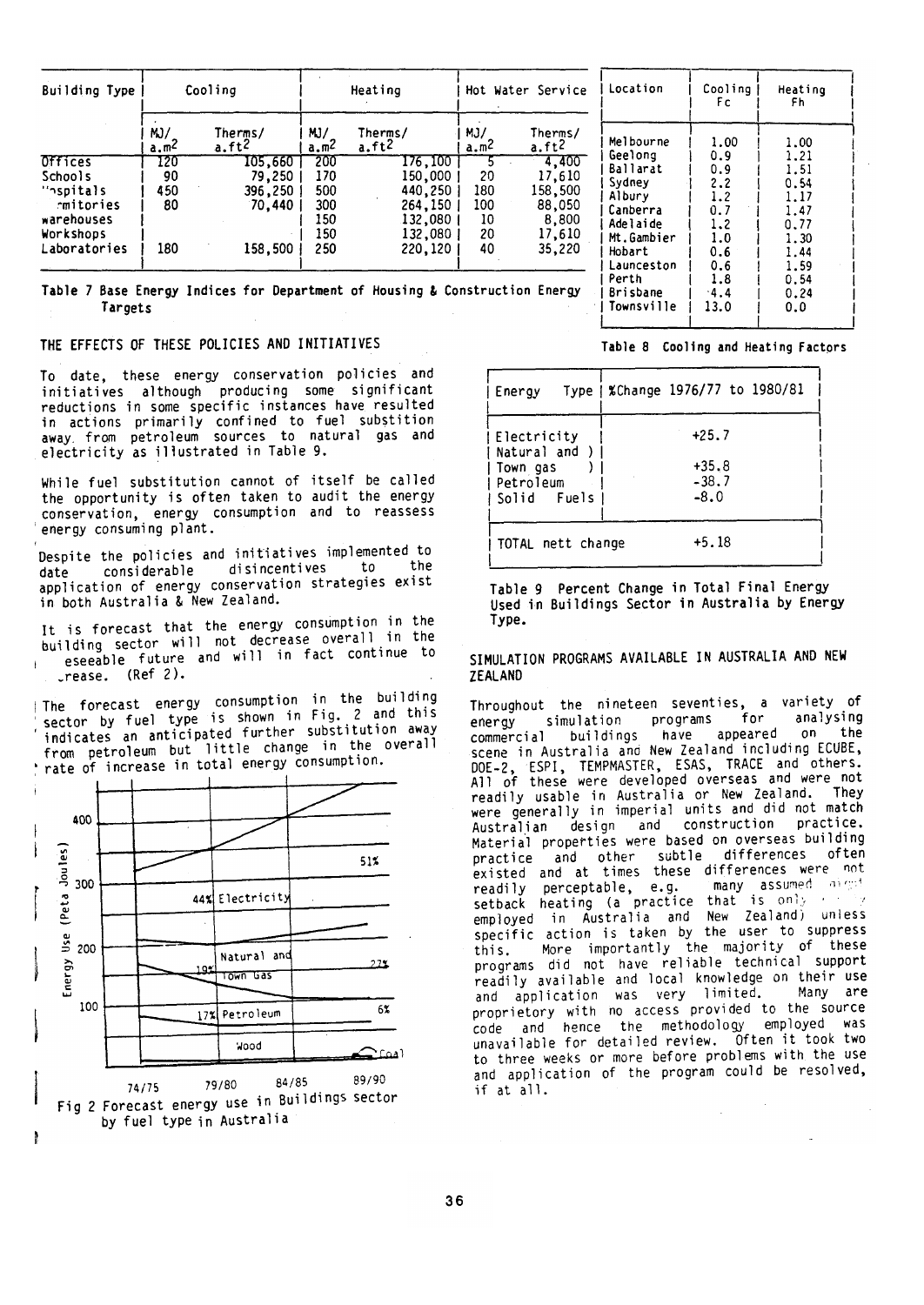| Building Type | Cooling | | Heating | | Hot Water Service | |
|---|---|---|---|---|---|---|
| | MJ/a.m² | Therms/a.ft² | MJ/a.m² | Therms/a.ft² | MJ/a.m² | Therms/a.ft² |
| Offices | 120 | 105,660 | 200 | 176,100 | 5 | 4,400 |
| Schools | 90 | 79,250 | 170 | 150,000 | 20 | 17,610 |
| Hospitals | 450 | 396,250 | 500 | 440,250 | 180 | 158,500 |
| Dormitories | 80 | 70,440 | 300 | 264,150 | 100 | 88,050 |
| Warehouses | | | 150 | 132,080 | 10 | 8,800 |
| Workshops | | | 150 | 132,080 | 20 | 17,610 |
| Laboratories | 180 | 158,500 | 250 | 220,120 | 40 | 35,220 |

Table 7 Base Energy Indices for Department of Housing & Construction Energy Targets

| Location | Cooling Fc | Heating Fh |
|---|---|---|
| Melbourne | 1.00 | 1.00 |
| Geelong | 0.9 | 1.21 |
| Ballarat | 0.9 | 1.51 |
| Sydney | 2.2 | 0.54 |
| Albury | 1.2 | 1.17 |
| Canberra | 0.7 | 1.47 |
| Adelaide | 1.2 | 0.77 |
| Mt.Gambier | 1.0 | 1.30 |
| Hobart | 0.6 | 1.44 |
| Launceston | 0.6 | 1.59 |
| Perth | 1.8 | 0.54 |
| Brisbane | 4.4 | 0.24 |
| Townsville | 13.0 | 0.0 |

Table 8 Cooling and Heating Factors

## THE EFFECTS OF THESE POLICIES AND INITIATIVES

To date, these energy conservation policies and initiatives although producing some significant reductions in some specific instances have resulted in actions primarily confined to fuel substition away from petroleum sources to natural gas and electricity as illustrated in Table 9.

While fuel substitution cannot of itself be called the opportunity is often taken to audit the energy conservation, energy consumption and to reassess energy consuming plant.

Despite the policies and initiatives implemented to date considerable disincentives to the application of energy conservation strategies exist in both Australia & New Zealand.

It is forecast that the energy consumption in the building sector will not decrease overall in the foreseeable future and will in fact continue to increase. (Ref 2).

The forecast energy consumption in the building sector by fuel type is shown in Fig. 2 and this indicates an anticipated further substitution away from petroleum but little change in the overall rate of increase in total energy consumption.

Fig 2 Forecast energy use in Buildings sector by fuel type in Australia

| Energy Type | %Change 1976/77 to 1980/81 |
|---|---|
| Electricity | +25.7 |
| Natural and Town gas | +35.8 |
| Petroleum | -38.7 |
| Solid Fuels | -8.0 |
| TOTAL nett change | +5.18 |

Table 9 Percent Change in Total Final Energy Used in Buildings Sector in Australia by Energy Type.

## SIMULATION PROGRAMS AVAILABLE IN AUSTRALIA AND NEW ZEALAND

Throughout the nineteen seventies, a variety of energy simulation programs for analysing commercial buildings have appeared on the scene in Australia and New Zealand including ECUBE, DOE-2, ESPI, TEMPMASTER, ESAS, TRACE and others. All of these were developed overseas and were not readily usable in Australia or New Zealand. They were generally in imperial units and did not match Australian design and construction practice. Material properties were based on overseas building practice and other subtle differences often existed and at times these differences were not readily perceptable, e.g. many assumed night setback heating (a practice that is only rarely employed in Australia and New Zealand) unless specific action is taken by the user to suppress this. More importantly the majority of these programs did not have reliable technical support readily available and local knowledge on their use and application was very limited. Many are proprietory with no access provided to the source code and hence the methodology employed was unavailable for detailed review. Often it took two to three weeks or more before problems with the use and application of the program could be resolved, if at all.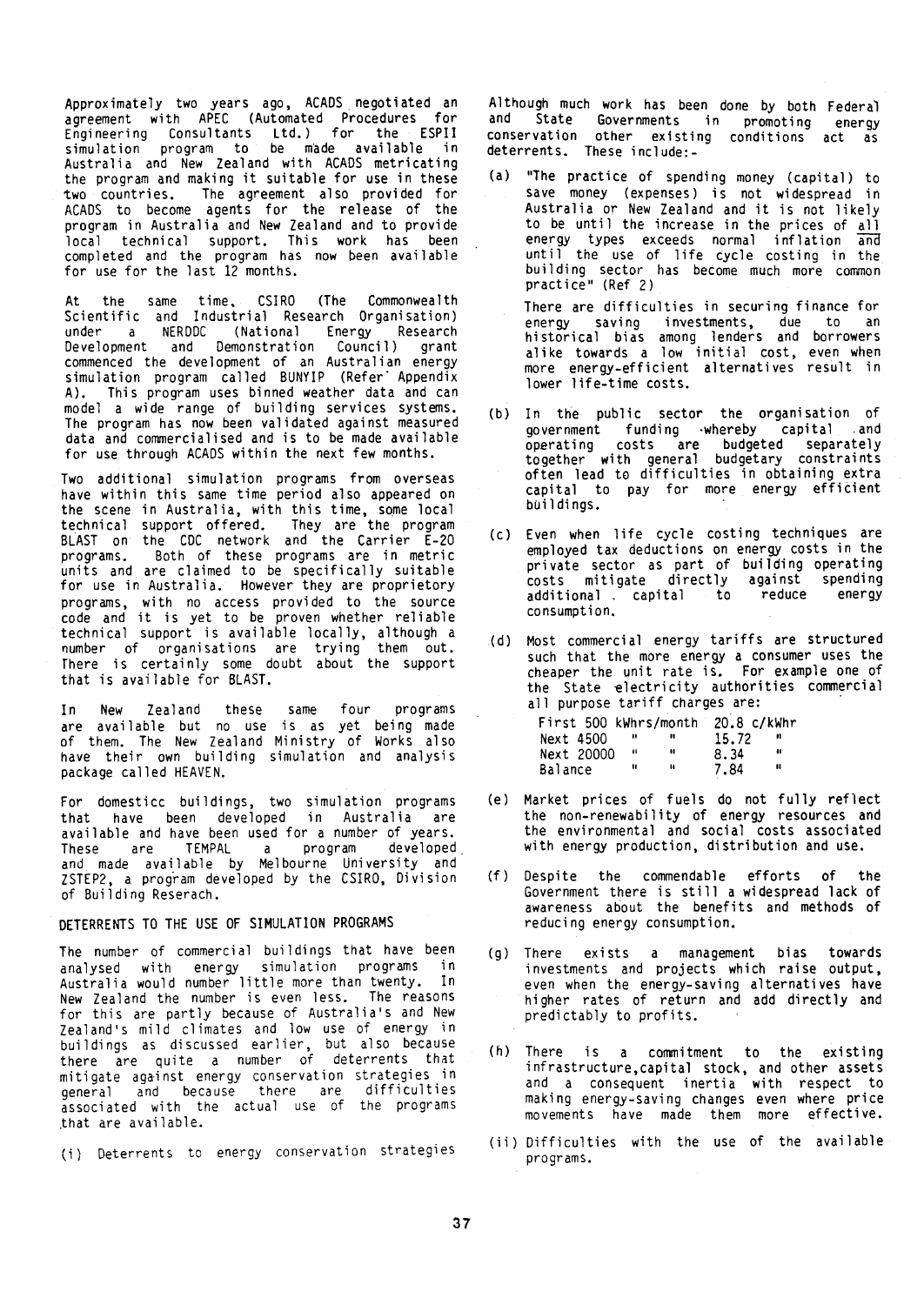Approximately two years ago, ACADS negotiated an agreement with APEC (Automated Procedures for Engineering Consultants Ltd.) for the ESPII simulation program to be made available in Australia and New Zealand with ACADS metricating the program and making it suitable for use in these two countries. The agreement also provided for ACADS to become agents for the release of the program in Australia and New Zealand and to provide local technical support. This work has been completed and the program has now been available for use for the last 12 months.

At the same time, CSIRO (The Commonwealth Scientific and Industrial Research Organisation) under a NERDDC (National Energy Research Development and Demonstration Council) grant commenced the development of an Australian energy simulation program called BUNYIP (Refer Appendix A). This program uses binned weather data and can model a wide range of building services systems. The program has now been validated against measured data and commercialised and is to be made available for use through ACADS within the next few months.

Two additional simulation programs from overseas have within this same time period also appeared on the scene in Australia, with this time, some local technical support offered. They are the program BLAST on the CDC network and the Carrier E-20 programs. Both of these programs are in metric units and are claimed to be specifically suitable for use in Australia. However they are proprietory programs, with no access provided to the source code and it is yet to be proven whether reliable technical support is available locally, although a number of organisations are trying them out. There is certainly some doubt about the support that is available for BLAST.

In New Zealand these same four programs are available but no use is as yet being made of them. The New Zealand Ministry of Works also have their own building simulation and analysis package called HEAVEN.

For domesticc buildings, two simulation programs that have been developed in Australia are available and have been used for a number of years. These are TEMPAL a program developed and made available by Melbourne University and ZSTEP2, a program developed by the CSIRO, Division of Building Reserach.

## DETERRENTS TO THE USE OF SIMULATION PROGRAMS

The number of commercial buildings that have been analysed with energy simulation programs in Australia would number little more than twenty. In New Zealand the number is even less. The reasons for this are partly because of Australia's and New Zealand's mild climates and low use of energy in buildings as discussed earlier, but also because there are quite a number of deterrents that mitigate against energy conservation strategies in general and because there are difficulties associated with the actual use of the programs that are available.

(i) Deterrents to energy conservation strategies

Although much work has been done by both Federal and State Governments in promoting energy conservation other existing conditions act as deterrents. These include:-

(a) "The practice of spending money (capital) to save money (expenses) is not widespread in Australia or New Zealand and it is not likely to be until the increase in the prices of all energy types exceeds normal inflation and until the use of life cycle costing in the building sector has become much more common practice" (Ref 2)

There are difficulties in securing finance for energy saving investments, due to an historical bias among lenders and borrowers alike towards a low initial cost, even when more energy-efficient alternatives result in lower life-time costs.

(b) In the public sector the organisation of government funding whereby capital and operating costs are budgeted separately together with general budgetary constraints often lead to difficulties in obtaining extra capital to pay for more energy efficient buildings.

(c) Even when life cycle costing techniques are employed tax deductions on energy costs in the private sector as part of building operating costs mitigate directly against spending additional capital to reduce energy consumption.

(d) Most commercial energy tariffs are structured such that the more energy a consumer uses the cheaper the unit rate is. For example one of the State electricity authorities commercial all purpose tariff charges are:

| | |
|---|---|
| First 500 kWhrs/month | 20.8 c/kWhr |
| Next 4500 " " | 15.72 " |
| Next 20000 " " | 8.34 " |
| Balance " " | 7.84 " |

(e) Market prices of fuels do not fully reflect the non-renewability of energy resources and the environmental and social costs associated with energy production, distribution and use.

(f) Despite the commendable efforts of the Government there is still a widespread lack of awareness about the benefits and methods of reducing energy consumption.

(g) There exists a management bias towards investments and projects which raise output, even when the energy-saving alternatives have higher rates of return and add directly and predictably to profits.

(h) There is a commitment to the existing infrastructure, capital stock, and other assets and a consequent inertia with respect to making energy-saving changes even where price movements have made them more effective.

(ii) Difficulties with the use of the available programs.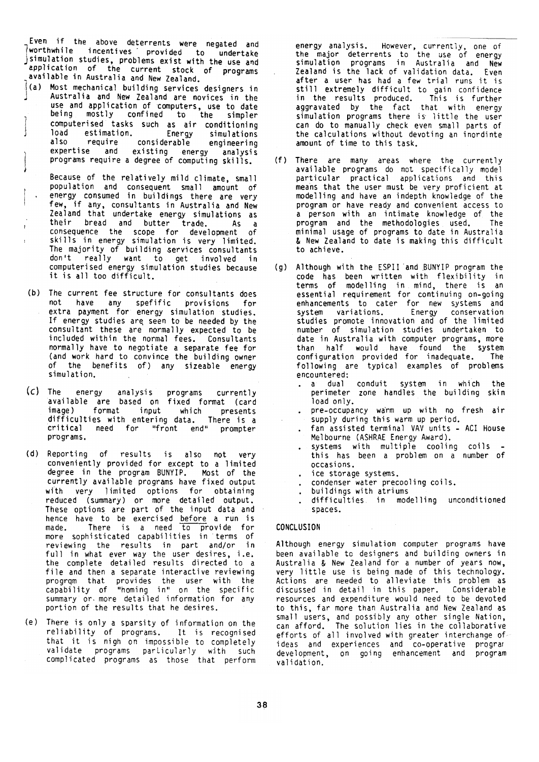Even if the above deterrents were negated and worthwhile incentives provided to undertake simulation studies, problems exist with the use and application of the current stock of programs available in Australia and New Zealand.

(a) Most mechanical building services designers in Australia and New Zealand are novices in the use and application of computers, use to date being mostly confined to the simpler computerised tasks such as air conditioning load estimation. Energy simulations also require considerable engineering expertise and existing energy analysis programs require a degree of computing skills.

Because of the relatively mild climate, small population and consequent small amount of energy consumed in buildings there are very few, if any, consultants in Australia and New Zealand that undertake energy simulations as their bread and butter trade. As a consequence the scope for development of skills in energy simulation is very limited. The majority of building services consultants don't really want to get involved in computerised energy simulation studies because it is all too difficult.

(b) The current fee structure for consultants does not have any spefific provisions for extra payment for energy simulation studies. If energy studies are seen to be needed by the consultant these are normally expected to be included within the normal fees. Consultants normally have to negotiate a separate fee for (and work hard to convince the building owner of the benefits of) any sizeable energy simulation.

(c) The energy analysis programs currently available are based on fixed format (card image) format input which presents difficulties with entering data. There is a critical need for "front end" prompter programs.

(d) Reporting of results is also not very conveniently provided for except to a limited degree in the program BUNYIP. Most of the currently available programs have fixed output with very limited options for obtaining reduced (summary) or more detailed output. These options are part of the input data and hence have to be exercised before a run is made. There is a need to provide for more sophisticated capabilities in terms of reviewing the results in part and/or in full in what ever way the user desires, i.e. the complete detailed results directed to a file and then a separate interactive reviewing progrqm that provides the user with the capability of "homing in" on the specific summary or more detailed information for any portion of the results that he desires.

(e) There is only a sparsity of information on the reliability of programs. It is recognised that it is nigh on impossible to completely validate programs particularly with such complicated programs as those that perform energy analysis. However, currently, one of the major deterrents to the use of energy simulation programs in Australia and New Zealand is the lack of validation data. Even after a user has had a few trial runs it is still extremely difficult to gain confidence in the results produced. This is further aggravated by the fact that with energy simulation programs there is little the user can do to manually check even small parts of the calculations without devoting an inordinte amount of time to this task.

(f) There are many areas where the currently available programs do not specifically model particular practical applications and this means that the user must be very proficient at modelling and have an indepth knowledge of the program or have ready and convenient access to a person with an intimate knowledge of the program and the methodologies used. The minimal usage of programs to date in Australia & New Zealand to date is making this difficult to achieve.

(g) Although with the ESPII and BUNYIP program the code has been written with flexibility in terms of modelling in mind, there is an essential requirement for continuing on-going enhancements to cater for new systems and system variations. Energy conservation studies promote innovation and of the limited number of simulation studies undertaken to date in Australia with computer programs, more than half would have found the system configuration provided for inadequate. The following are typical examples of problems encountered:
   - a dual conduit system in which the perimeter zone handles the building skin load only.
   - pre-occupancy warm up with no fresh air supply during this warm up period.
   - fan assisted terminal VAV units - ACI House Melbourne (ASHRAE Energy Award).
   - systems with multiple cooling coils - this has been a problem on a number of occasions.
   - ice storage systems.
   - condenser water precooling coils.
   - buildings with atriums
   - difficulties in modelling unconditioned spaces.

## CONCLUSION

Although energy simulation computer programs have been available to designers and building owners in Australia & New Zealand for a number of years now, very little use is being made of this technology. Actions are needed to alleviate this problem as discussed in detail in this paper. Considerable resources and expenditure would need to be devoted to this, far more than Australia and New Zealand as small users, and possibly any other single Nation, can afford. The solution lies in the collaborative efforts of all involved with greater interchange of ideas and experiences and co-operative program development, on going enhancement and program validation.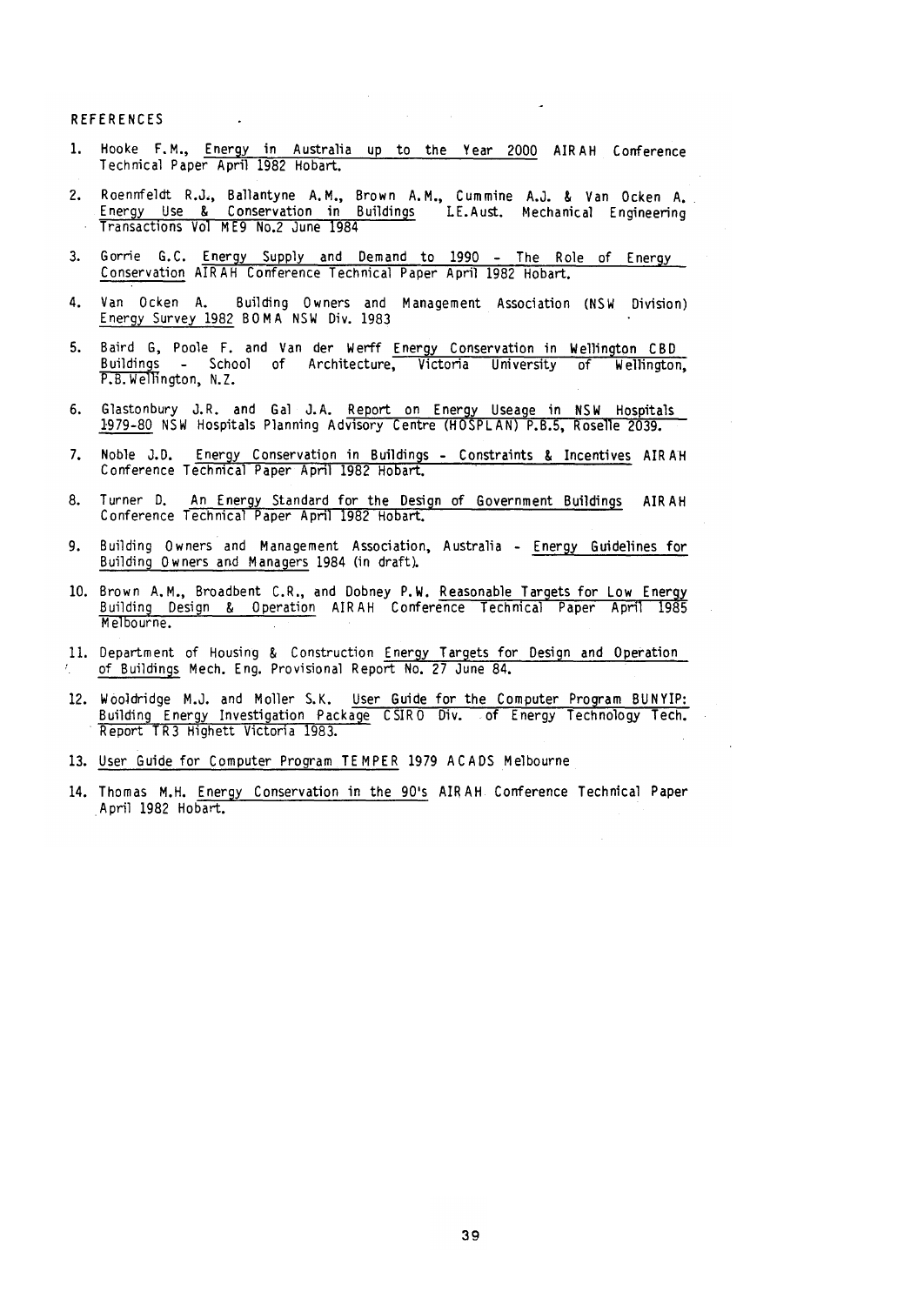## REFERENCES

1. Hooke F.M., Energy in Australia up to the Year 2000 AIRAH Conference Technical Paper April 1982 Hobart.

2. Roennfeldt R.J., Ballantyne A.M., Brown A.M., Cummine A.J. & Van Ocken A. Energy Use & Conservation in Buildings I.E.Aust. Mechanical Engineering Transactions Vol ME9 No.2 June 1984

3. Gorrie G.C. Energy Supply and Demand to 1990 - The Role of Energy Conservation AIRAH Conference Technical Paper April 1982 Hobart.

4. Van Ocken A. Building Owners and Management Association (NSW Division) Energy Survey 1982 BOMA NSW Div. 1983

5. Baird G, Poole F. and Van der Werff Energy Conservation in Wellington CBD Buildings - School of Architecture, Victoria University of Wellington, P.B.Wellington, N.Z.

6. Glastonbury J.R. and Gal J.A. Report on Energy Useage in NSW Hospitals 1979-80 NSW Hospitals Planning Advisory Centre (HOSPLAN) P.B.5, Roselle 2039.

7. Noble J.D. Energy Conservation in Buildings - Constraints & Incentives AIRAH Conference Technical Paper April 1982 Hobart.

8. Turner D. An Energy Standard for the Design of Government Buildings AIRAH Conference Technical Paper April 1982 Hobart.

9. Building Owners and Management Association, Australia - Energy Guidelines for Building Owners and Managers 1984 (in draft).

10. Brown A.M., Broadbent C.R., and Dobney P.W. Reasonable Targets for Low Energy Building Design & Operation AIRAH Conference Technical Paper April 1985 Melbourne.

11. Department of Housing & Construction Energy Targets for Design and Operation of Buildings Mech. Eng. Provisional Report No. 27 June 84.

12. Wooldridge M.J. and Moller S.K. User Guide for the Computer Program BUNYIP: Building Energy Investigation Package CSIRO Div. of Energy Technology Tech. Report TR3 Highett Victoria 1983.

13. User Guide for Computer Program TEMPER 1979 ACADS Melbourne

14. Thomas M.H. Energy Conservation in the 90's AIRAH Conference Technical Paper April 1982 Hobart.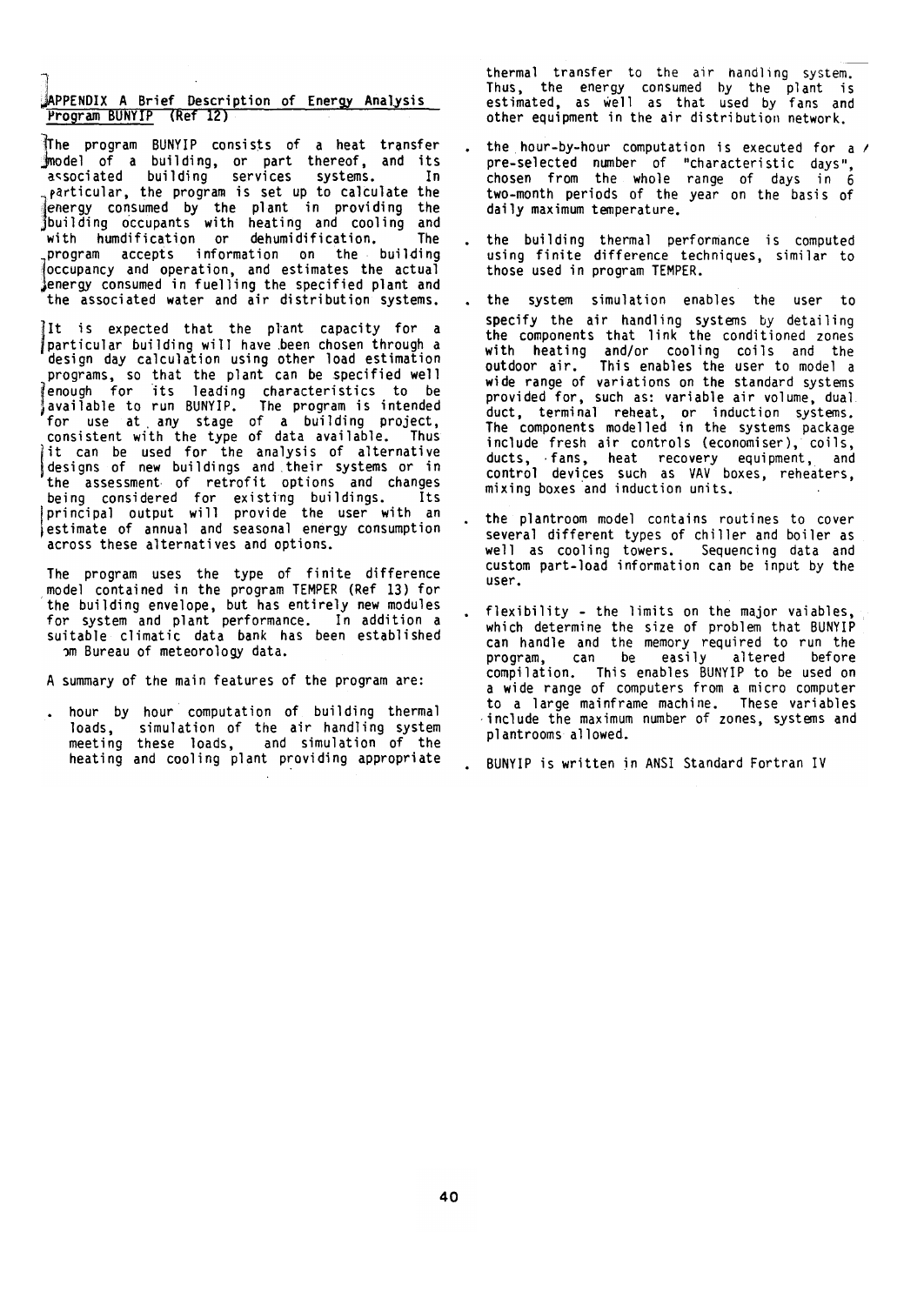## APPENDIX A Brief Description of Energy Analysis Program BUNYIP (Ref 12)

The program BUNYIP consists of a heat transfer model of a building, or part thereof, and its associated building services systems. In particular, the program is set up to calculate the energy consumed by the plant in providing the building occupants with heating and cooling and with humdification or dehumidification. The program accepts information on the building occupancy and operation, and estimates the actual energy consumed in fuelling the specified plant and the associated water and air distribution systems.

It is expected that the plant capacity for a particular building will have been chosen through a design day calculation using other load estimation programs, so that the plant can be specified well enough for its leading characteristics to be available to run BUNYIP. The program is intended for use at any stage of a building project, consistent with the type of data available. Thus it can be used for the analysis of alternative designs of new buildings and their systems or in the assessment of retrofit options and changes being considered for existing buildings. Its principal output will provide the user with an estimate of annual and seasonal energy consumption across these alternatives and options.

The program uses the type of finite difference model contained in the program TEMPER (Ref 13) for the building envelope, but has entirely new modules for system and plant performance. In addition a suitable climatic data bank has been established om Bureau of meteorology data.

A summary of the main features of the program are:

- hour by hour computation of building thermal loads, simulation of the air handling system meeting these loads, and simulation of the heating and cooling plant providing appropriate thermal transfer to the air handling system. Thus, the energy consumed by the plant is estimated, as well as that used by fans and other equipment in the air distribution network.
- the hour-by-hour computation is executed for a pre-selected number of "characteristic days", chosen from the whole range of days in 6 two-month periods of the year on the basis of daily maximum temperature.
- the building thermal performance is computed using finite difference techniques, similar to those used in program TEMPER.
- the system simulation enables the user to specify the air handling systems by detailing the components that link the conditioned zones with heating and/or cooling coils and the outdoor air. This enables the user to model a wide range of variations on the standard systems provided for, such as: variable air volume, dual duct, terminal reheat, or induction systems. The components modelled in the systems package include fresh air controls (economiser), coils, ducts, fans, heat recovery equipment, and control devices such as VAV boxes, reheaters, mixing boxes and induction units.
- the plantroom model contains routines to cover several different types of chiller and boiler as well as cooling towers. Sequencing data and custom part-load information can be input by the user.
- flexibility - the limits on the major vaiables, which determine the size of problem that BUNYIP can handle and the memory required to run the program, can be easily altered before compilation. This enables BUNYIP to be used on a wide range of computers from a micro computer to a large mainframe machine. These variables include the maximum number of zones, systems and plantrooms allowed.
- BUNYIP is written in ANSI Standard Fortran IV